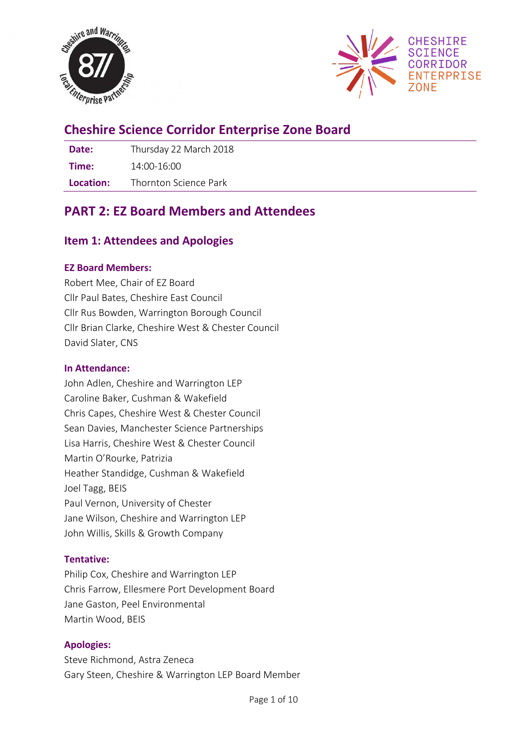# Cheshire Science Corridor Enterprise Zone Board

| | |
|---|---|
| **Date:** | Thursday 22 March 2018 |
| **Time:** | 14:00-16:00 |
| **Location:** | Thornton Science Park |

## PART 2: EZ Board Members and Attendees

### Item 1: Attendees and Apologies

**EZ Board Members:**

Robert Mee, Chair of EZ Board
Cllr Paul Bates, Cheshire East Council
Cllr Rus Bowden, Warrington Borough Council
Cllr Brian Clarke, Cheshire West & Chester Council
David Slater, CNS

**In Attendance:**

John Adlen, Cheshire and Warrington LEP
Caroline Baker, Cushman & Wakefield
Chris Capes, Cheshire West & Chester Council
Sean Davies, Manchester Science Partnerships
Lisa Harris, Cheshire West & Chester Council
Martin O'Rourke, Patrizia
Heather Standidge, Cushman & Wakefield
Joel Tagg, BEIS
Paul Vernon, University of Chester
Jane Wilson, Cheshire and Warrington LEP
John Willis, Skills & Growth Company

**Tentative:**

Philip Cox, Cheshire and Warrington LEP
Chris Farrow, Ellesmere Port Development Board
Jane Gaston, Peel Environmental
Martin Wood, BEIS

**Apologies:**

Steve Richmond, Astra Zeneca
Gary Steen, Cheshire & Warrington LEP Board Member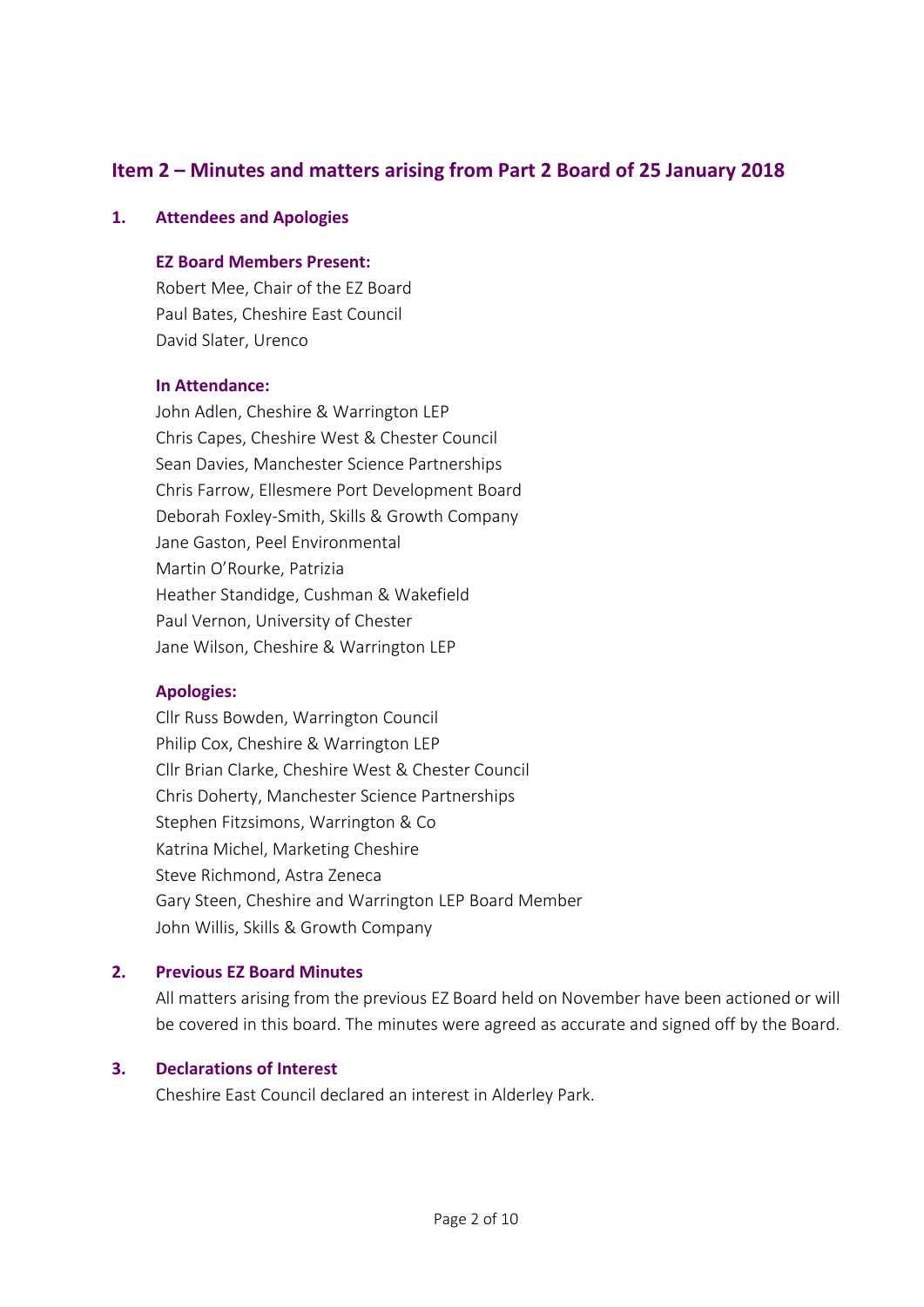## Item 2 – Minutes and matters arising from Part 2 Board of 25 January 2018

### 1. Attendees and Apologies

**EZ Board Members Present:**

Robert Mee, Chair of the EZ Board
Paul Bates, Cheshire East Council
David Slater, Urenco

**In Attendance:**

John Adlen, Cheshire & Warrington LEP
Chris Capes, Cheshire West & Chester Council
Sean Davies, Manchester Science Partnerships
Chris Farrow, Ellesmere Port Development Board
Deborah Foxley-Smith, Skills & Growth Company
Jane Gaston, Peel Environmental
Martin O'Rourke, Patrizia
Heather Standidge, Cushman & Wakefield
Paul Vernon, University of Chester
Jane Wilson, Cheshire & Warrington LEP

**Apologies:**

Cllr Russ Bowden, Warrington Council
Philip Cox, Cheshire & Warrington LEP
Cllr Brian Clarke, Cheshire West & Chester Council
Chris Doherty, Manchester Science Partnerships
Stephen Fitzsimons, Warrington & Co
Katrina Michel, Marketing Cheshire
Steve Richmond, Astra Zeneca
Gary Steen, Cheshire and Warrington LEP Board Member
John Willis, Skills & Growth Company

### 2. Previous EZ Board Minutes

All matters arising from the previous EZ Board held on November have been actioned or will be covered in this board. The minutes were agreed as accurate and signed off by the Board.

### 3. Declarations of Interest

Cheshire East Council declared an interest in Alderley Park.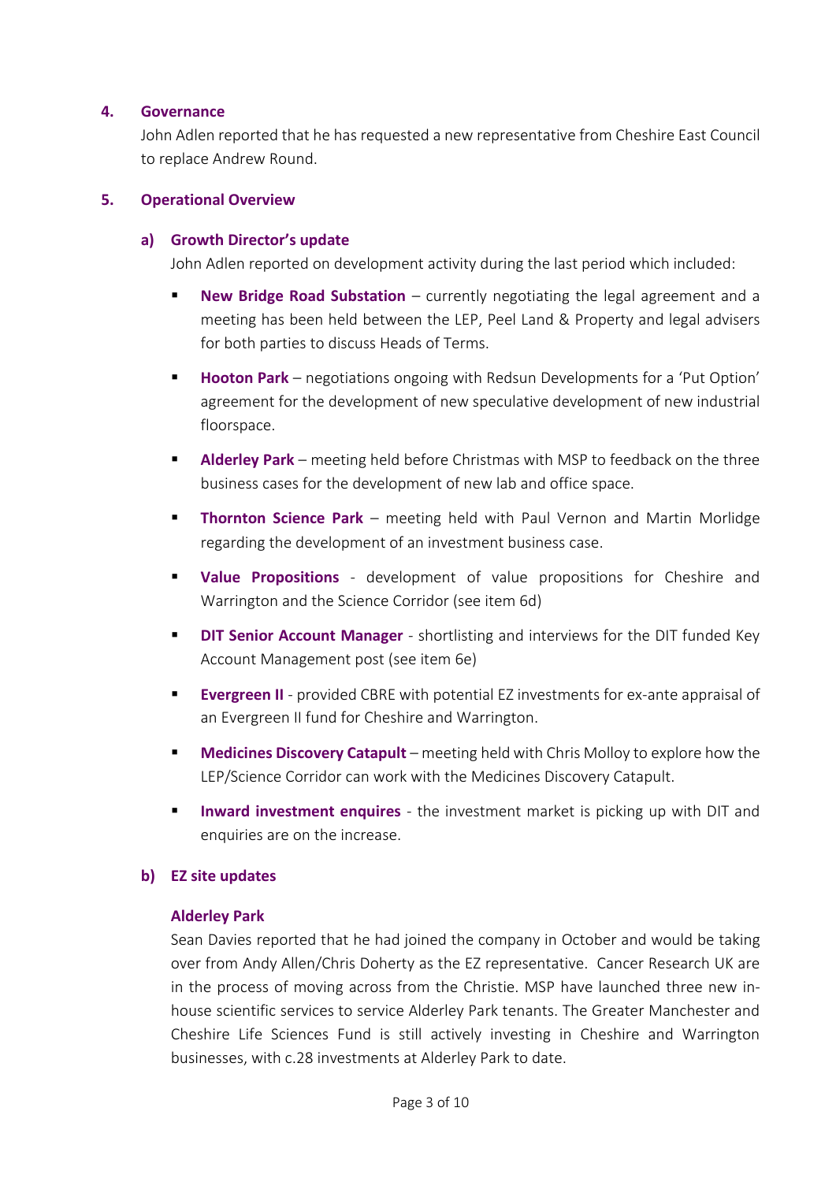## 4. Governance

John Adlen reported that he has requested a new representative from Cheshire East Council to replace Andrew Round.

## 5. Operational Overview

### a) Growth Director's update

John Adlen reported on development activity during the last period which included:

- **New Bridge Road Substation** – currently negotiating the legal agreement and a meeting has been held between the LEP, Peel Land & Property and legal advisers for both parties to discuss Heads of Terms.
- **Hooton Park** – negotiations ongoing with Redsun Developments for a 'Put Option' agreement for the development of new speculative development of new industrial floorspace.
- **Alderley Park** – meeting held before Christmas with MSP to feedback on the three business cases for the development of new lab and office space.
- **Thornton Science Park** – meeting held with Paul Vernon and Martin Morlidge regarding the development of an investment business case.
- **Value Propositions** - development of value propositions for Cheshire and Warrington and the Science Corridor (see item 6d)
- **DIT Senior Account Manager** - shortlisting and interviews for the DIT funded Key Account Management post (see item 6e)
- **Evergreen II** - provided CBRE with potential EZ investments for ex-ante appraisal of an Evergreen II fund for Cheshire and Warrington.
- **Medicines Discovery Catapult** – meeting held with Chris Molloy to explore how the LEP/Science Corridor can work with the Medicines Discovery Catapult.
- **Inward investment enquires** - the investment market is picking up with DIT and enquiries are on the increase.

### b) EZ site updates

#### Alderley Park

Sean Davies reported that he had joined the company in October and would be taking over from Andy Allen/Chris Doherty as the EZ representative. Cancer Research UK are in the process of moving across from the Christie. MSP have launched three new in-house scientific services to service Alderley Park tenants. The Greater Manchester and Cheshire Life Sciences Fund is still actively investing in Cheshire and Warrington businesses, with c.28 investments at Alderley Park to date.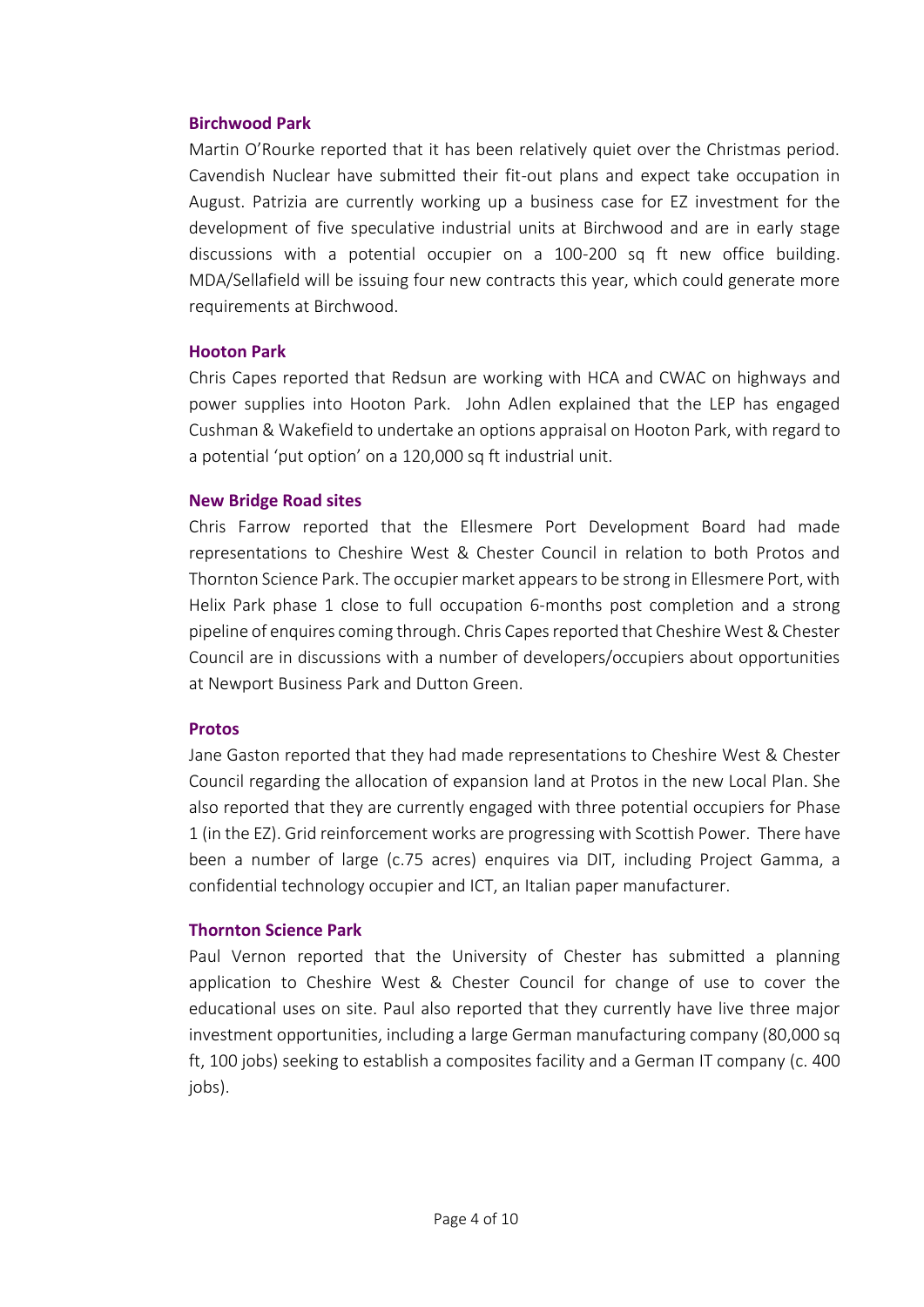### Birchwood Park

Martin O'Rourke reported that it has been relatively quiet over the Christmas period. Cavendish Nuclear have submitted their fit-out plans and expect take occupation in August. Patrizia are currently working up a business case for EZ investment for the development of five speculative industrial units at Birchwood and are in early stage discussions with a potential occupier on a 100-200 sq ft new office building. MDA/Sellafield will be issuing four new contracts this year, which could generate more requirements at Birchwood.

### Hooton Park

Chris Capes reported that Redsun are working with HCA and CWAC on highways and power supplies into Hooton Park. John Adlen explained that the LEP has engaged Cushman & Wakefield to undertake an options appraisal on Hooton Park, with regard to a potential 'put option' on a 120,000 sq ft industrial unit.

### New Bridge Road sites

Chris Farrow reported that the Ellesmere Port Development Board had made representations to Cheshire West & Chester Council in relation to both Protos and Thornton Science Park. The occupier market appears to be strong in Ellesmere Port, with Helix Park phase 1 close to full occupation 6-months post completion and a strong pipeline of enquires coming through. Chris Capes reported that Cheshire West & Chester Council are in discussions with a number of developers/occupiers about opportunities at Newport Business Park and Dutton Green.

### Protos

Jane Gaston reported that they had made representations to Cheshire West & Chester Council regarding the allocation of expansion land at Protos in the new Local Plan. She also reported that they are currently engaged with three potential occupiers for Phase 1 (in the EZ). Grid reinforcement works are progressing with Scottish Power. There have been a number of large (c.75 acres) enquires via DIT, including Project Gamma, a confidential technology occupier and ICT, an Italian paper manufacturer.

### Thornton Science Park

Paul Vernon reported that the University of Chester has submitted a planning application to Cheshire West & Chester Council for change of use to cover the educational uses on site. Paul also reported that they currently have live three major investment opportunities, including a large German manufacturing company (80,000 sq ft, 100 jobs) seeking to establish a composites facility and a German IT company (c. 400 jobs).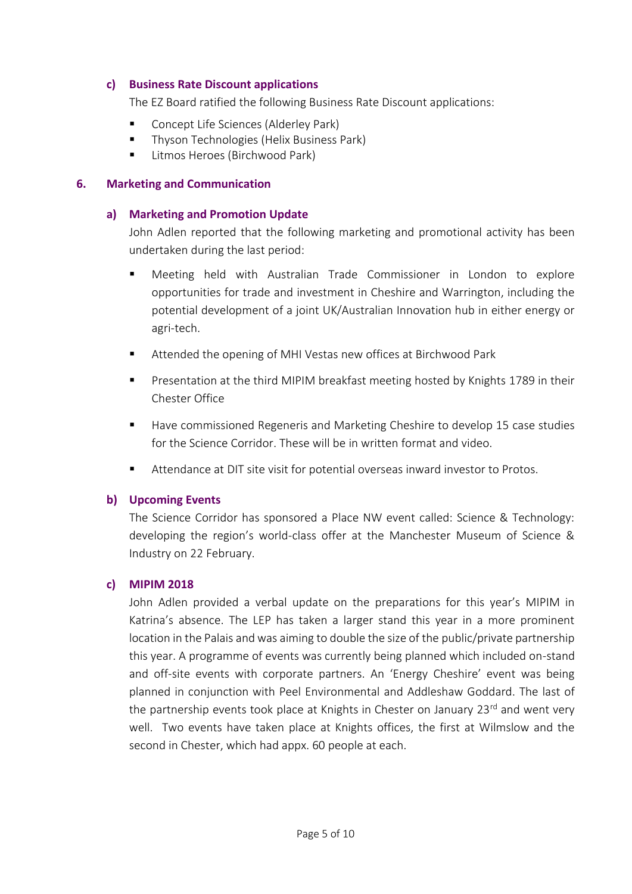### c) Business Rate Discount applications

The EZ Board ratified the following Business Rate Discount applications:

- Concept Life Sciences (Alderley Park)
- Thyson Technologies (Helix Business Park)
- Litmos Heroes (Birchwood Park)

## 6. Marketing and Communication

### a) Marketing and Promotion Update

John Adlen reported that the following marketing and promotional activity has been undertaken during the last period:

- Meeting held with Australian Trade Commissioner in London to explore opportunities for trade and investment in Cheshire and Warrington, including the potential development of a joint UK/Australian Innovation hub in either energy or agri-tech.
- Attended the opening of MHI Vestas new offices at Birchwood Park
- Presentation at the third MIPIM breakfast meeting hosted by Knights 1789 in their Chester Office
- Have commissioned Regeneris and Marketing Cheshire to develop 15 case studies for the Science Corridor. These will be in written format and video.
- Attendance at DIT site visit for potential overseas inward investor to Protos.

### b) Upcoming Events

The Science Corridor has sponsored a Place NW event called: Science & Technology: developing the region's world-class offer at the Manchester Museum of Science & Industry on 22 February.

### c) MIPIM 2018

John Adlen provided a verbal update on the preparations for this year's MIPIM in Katrina's absence. The LEP has taken a larger stand this year in a more prominent location in the Palais and was aiming to double the size of the public/private partnership this year. A programme of events was currently being planned which included on-stand and off-site events with corporate partners. An 'Energy Cheshire' event was being planned in conjunction with Peel Environmental and Addleshaw Goddard. The last of the partnership events took place at Knights in Chester on January 23rd and went very well. Two events have taken place at Knights offices, the first at Wilmslow and the second in Chester, which had appx. 60 people at each.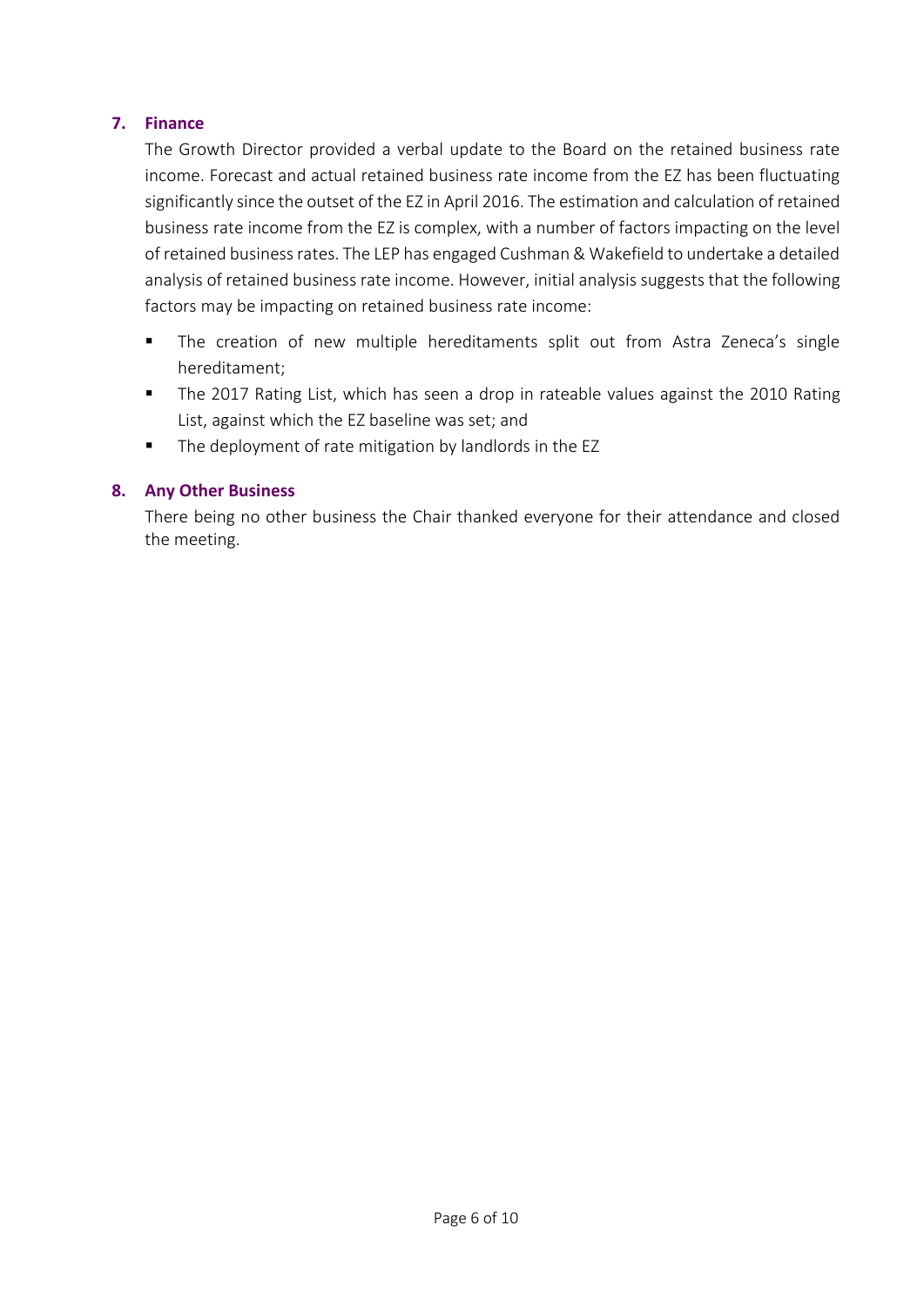## 7. Finance

The Growth Director provided a verbal update to the Board on the retained business rate income. Forecast and actual retained business rate income from the EZ has been fluctuating significantly since the outset of the EZ in April 2016. The estimation and calculation of retained business rate income from the EZ is complex, with a number of factors impacting on the level of retained business rates. The LEP has engaged Cushman & Wakefield to undertake a detailed analysis of retained business rate income. However, initial analysis suggests that the following factors may be impacting on retained business rate income:

- The creation of new multiple hereditaments split out from Astra Zeneca's single hereditament;
- The 2017 Rating List, which has seen a drop in rateable values against the 2010 Rating List, against which the EZ baseline was set; and
- The deployment of rate mitigation by landlords in the EZ

## 8. Any Other Business

There being no other business the Chair thanked everyone for their attendance and closed the meeting.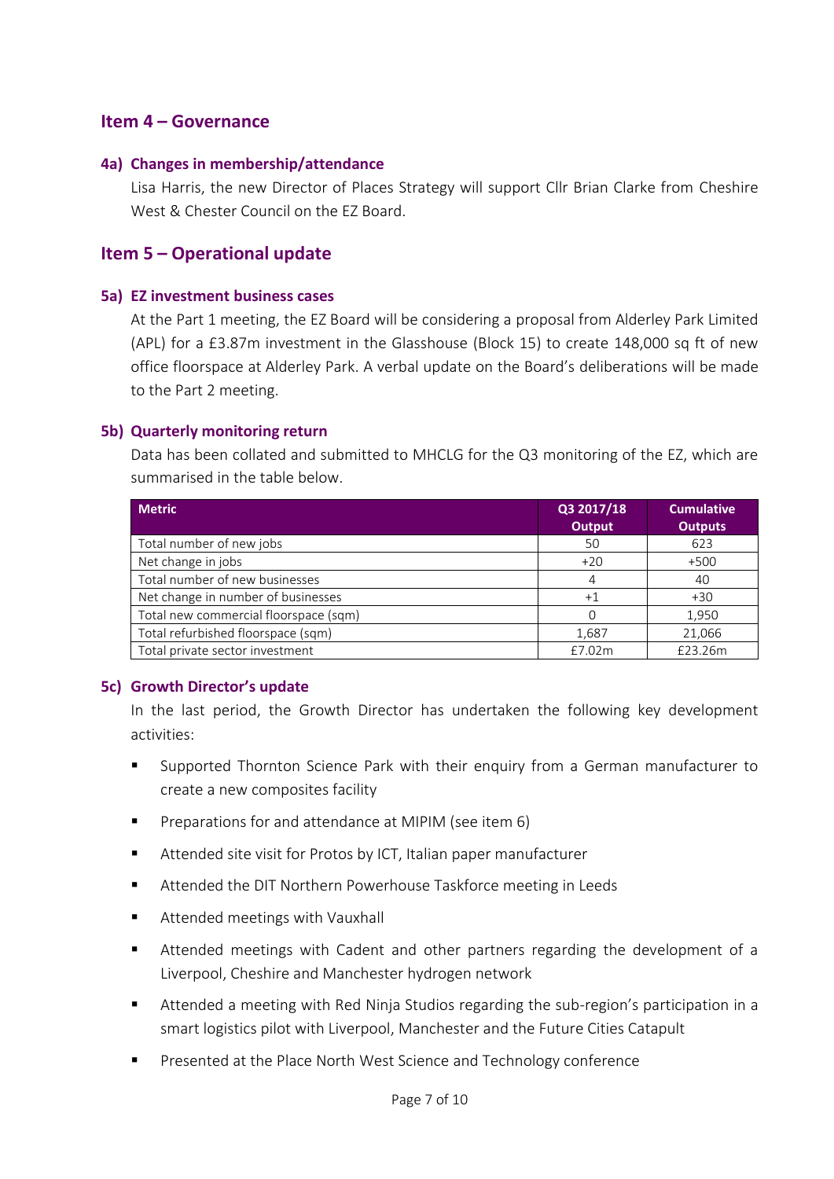## Item 4 – Governance

### 4a) Changes in membership/attendance

Lisa Harris, the new Director of Places Strategy will support Cllr Brian Clarke from Cheshire West & Chester Council on the EZ Board.

## Item 5 – Operational update

### 5a) EZ investment business cases

At the Part 1 meeting, the EZ Board will be considering a proposal from Alderley Park Limited (APL) for a £3.87m investment in the Glasshouse (Block 15) to create 148,000 sq ft of new office floorspace at Alderley Park. A verbal update on the Board's deliberations will be made to the Part 2 meeting.

### 5b) Quarterly monitoring return

Data has been collated and submitted to MHCLG for the Q3 monitoring of the EZ, which are summarised in the table below.

| Metric | Q3 2017/18 Output | Cumulative Outputs |
|---|---|---|
| Total number of new jobs | 50 | 623 |
| Net change in jobs | +20 | +500 |
| Total number of new businesses | 4 | 40 |
| Net change in number of businesses | +1 | +30 |
| Total new commercial floorspace (sqm) | 0 | 1,950 |
| Total refurbished floorspace (sqm) | 1,687 | 21,066 |
| Total private sector investment | £7.02m | £23.26m |

### 5c) Growth Director's update

In the last period, the Growth Director has undertaken the following key development activities:

- Supported Thornton Science Park with their enquiry from a German manufacturer to create a new composites facility
- Preparations for and attendance at MIPIM (see item 6)
- Attended site visit for Protos by ICT, Italian paper manufacturer
- Attended the DIT Northern Powerhouse Taskforce meeting in Leeds
- Attended meetings with Vauxhall
- Attended meetings with Cadent and other partners regarding the development of a Liverpool, Cheshire and Manchester hydrogen network
- Attended a meeting with Red Ninja Studios regarding the sub-region's participation in a smart logistics pilot with Liverpool, Manchester and the Future Cities Catapult
- Presented at the Place North West Science and Technology conference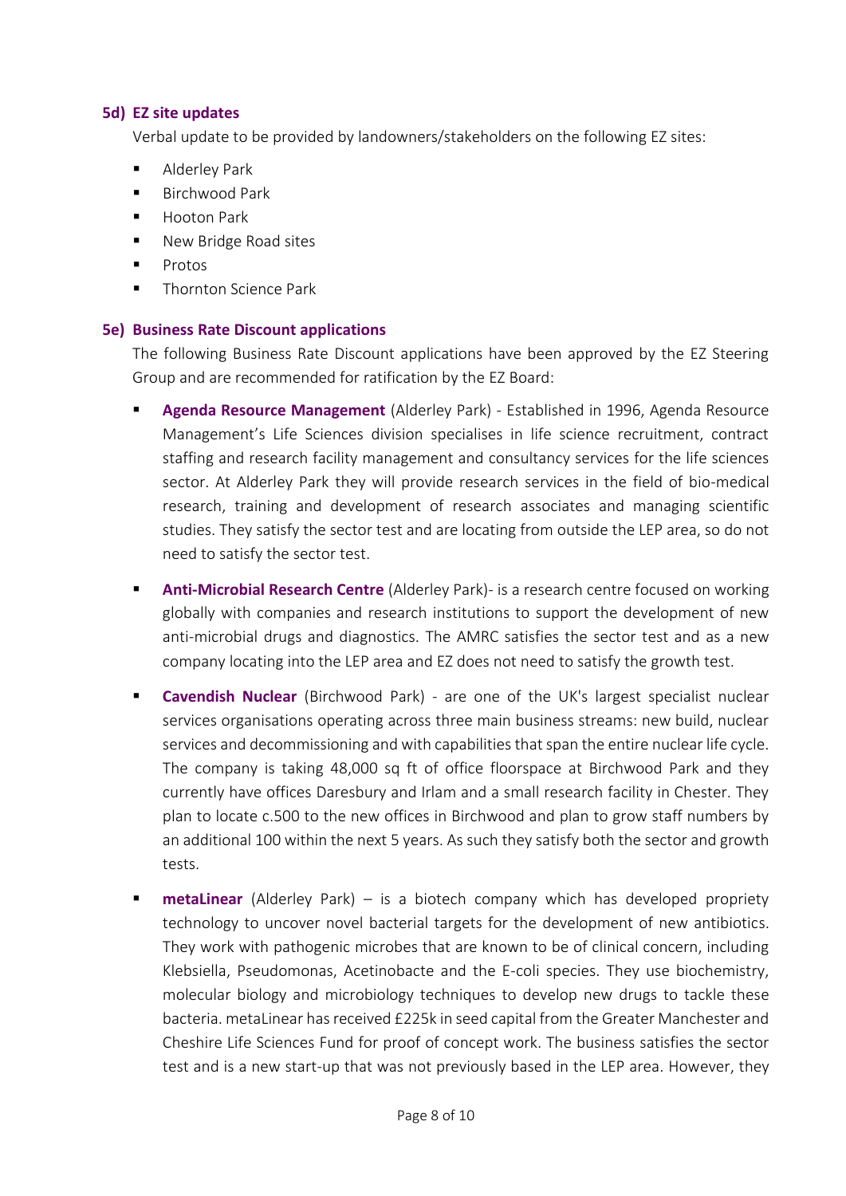### 5d) EZ site updates

Verbal update to be provided by landowners/stakeholders on the following EZ sites:

- Alderley Park
- Birchwood Park
- Hooton Park
- New Bridge Road sites
- Protos
- Thornton Science Park

### 5e) Business Rate Discount applications

The following Business Rate Discount applications have been approved by the EZ Steering Group and are recommended for ratification by the EZ Board:

- **Agenda Resource Management** (Alderley Park) - Established in 1996, Agenda Resource Management's Life Sciences division specialises in life science recruitment, contract staffing and research facility management and consultancy services for the life sciences sector. At Alderley Park they will provide research services in the field of bio-medical research, training and development of research associates and managing scientific studies. They satisfy the sector test and are locating from outside the LEP area, so do not need to satisfy the sector test.

- **Anti-Microbial Research Centre** (Alderley Park)- is a research centre focused on working globally with companies and research institutions to support the development of new anti-microbial drugs and diagnostics. The AMRC satisfies the sector test and as a new company locating into the LEP area and EZ does not need to satisfy the growth test.

- **Cavendish Nuclear** (Birchwood Park) - are one of the UK's largest specialist nuclear services organisations operating across three main business streams: new build, nuclear services and decommissioning and with capabilities that span the entire nuclear life cycle. The company is taking 48,000 sq ft of office floorspace at Birchwood Park and they currently have offices Daresbury and Irlam and a small research facility in Chester. They plan to locate c.500 to the new offices in Birchwood and plan to grow staff numbers by an additional 100 within the next 5 years. As such they satisfy both the sector and growth tests.

- **metaLinear** (Alderley Park) – is a biotech company which has developed propriety technology to uncover novel bacterial targets for the development of new antibiotics. They work with pathogenic microbes that are known to be of clinical concern, including Klebsiella, Pseudomonas, Acetinobacte and the E-coli species. They use biochemistry, molecular biology and microbiology techniques to develop new drugs to tackle these bacteria. metaLinear has received £225k in seed capital from the Greater Manchester and Cheshire Life Sciences Fund for proof of concept work. The business satisfies the sector test and is a new start-up that was not previously based in the LEP area. However, they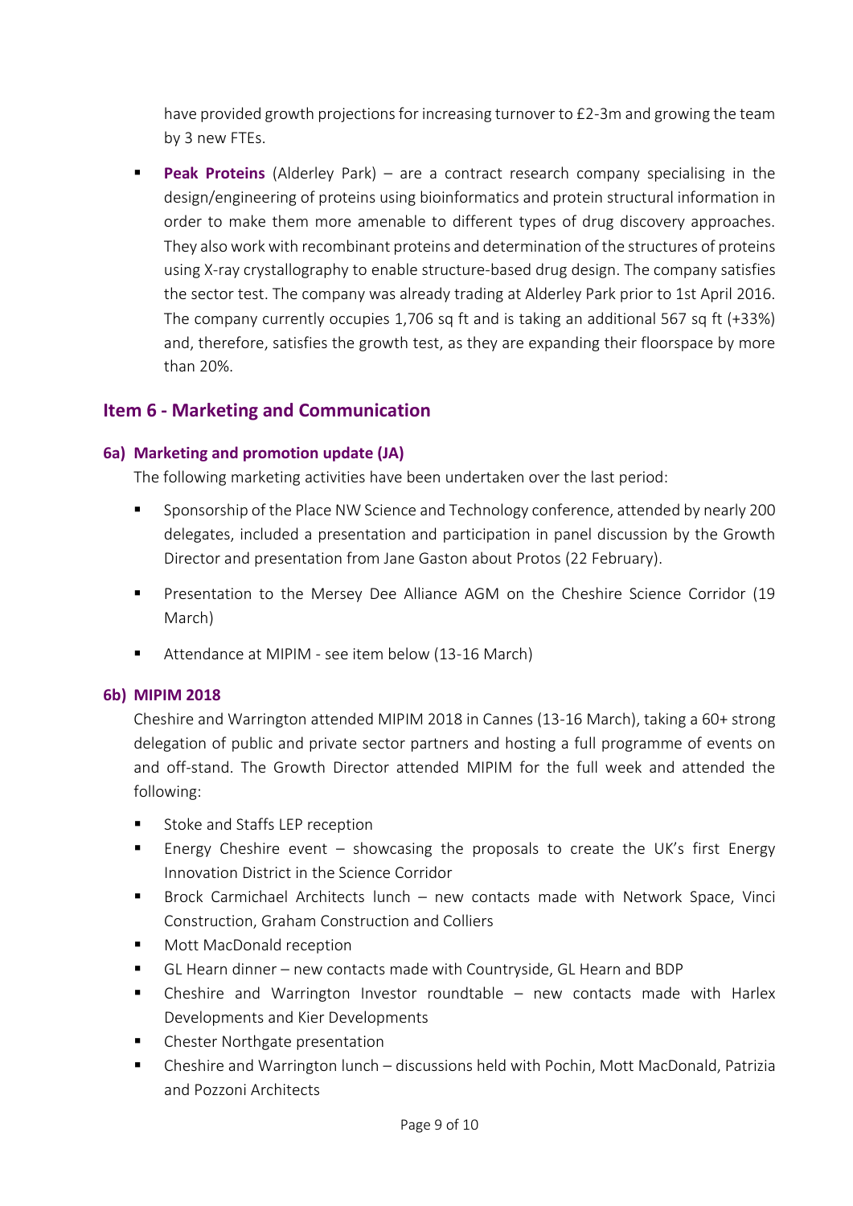have provided growth projections for increasing turnover to £2-3m and growing the team by 3 new FTEs.

- **Peak Proteins** (Alderley Park) – are a contract research company specialising in the design/engineering of proteins using bioinformatics and protein structural information in order to make them more amenable to different types of drug discovery approaches. They also work with recombinant proteins and determination of the structures of proteins using X-ray crystallography to enable structure-based drug design. The company satisfies the sector test. The company was already trading at Alderley Park prior to 1st April 2016. The company currently occupies 1,706 sq ft and is taking an additional 567 sq ft (+33%) and, therefore, satisfies the growth test, as they are expanding their floorspace by more than 20%.

## Item 6 - Marketing and Communication

### 6a) Marketing and promotion update (JA)

The following marketing activities have been undertaken over the last period:

- Sponsorship of the Place NW Science and Technology conference, attended by nearly 200 delegates, included a presentation and participation in panel discussion by the Growth Director and presentation from Jane Gaston about Protos (22 February).

- Presentation to the Mersey Dee Alliance AGM on the Cheshire Science Corridor (19 March)

- Attendance at MIPIM - see item below (13-16 March)

### 6b) MIPIM 2018

Cheshire and Warrington attended MIPIM 2018 in Cannes (13-16 March), taking a 60+ strong delegation of public and private sector partners and hosting a full programme of events on and off-stand. The Growth Director attended MIPIM for the full week and attended the following:

- Stoke and Staffs LEP reception
- Energy Cheshire event – showcasing the proposals to create the UK's first Energy Innovation District in the Science Corridor
- Brock Carmichael Architects lunch – new contacts made with Network Space, Vinci Construction, Graham Construction and Colliers
- Mott MacDonald reception
- GL Hearn dinner – new contacts made with Countryside, GL Hearn and BDP
- Cheshire and Warrington Investor roundtable – new contacts made with Harlex Developments and Kier Developments
- Chester Northgate presentation
- Cheshire and Warrington lunch – discussions held with Pochin, Mott MacDonald, Patrizia and Pozzoni Architects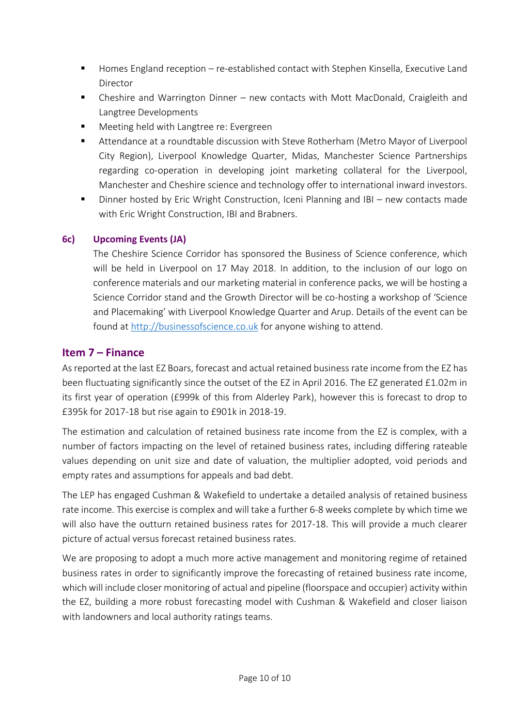- Homes England reception – re-established contact with Stephen Kinsella, Executive Land Director
- Cheshire and Warrington Dinner – new contacts with Mott MacDonald, Craigleith and Langtree Developments
- Meeting held with Langtree re: Evergreen
- Attendance at a roundtable discussion with Steve Rotherham (Metro Mayor of Liverpool City Region), Liverpool Knowledge Quarter, Midas, Manchester Science Partnerships regarding co-operation in developing joint marketing collateral for the Liverpool, Manchester and Cheshire science and technology offer to international inward investors.
- Dinner hosted by Eric Wright Construction, Iceni Planning and IBI – new contacts made with Eric Wright Construction, IBI and Brabners.

### 6c) Upcoming Events (JA)

The Cheshire Science Corridor has sponsored the Business of Science conference, which will be held in Liverpool on 17 May 2018. In addition, to the inclusion of our logo on conference materials and our marketing material in conference packs, we will be hosting a Science Corridor stand and the Growth Director will be co-hosting a workshop of 'Science and Placemaking' with Liverpool Knowledge Quarter and Arup. Details of the event can be found at http://businessofscience.co.uk for anyone wishing to attend.

## Item 7 – Finance

As reported at the last EZ Boars, forecast and actual retained business rate income from the EZ has been fluctuating significantly since the outset of the EZ in April 2016. The EZ generated £1.02m in its first year of operation (£999k of this from Alderley Park), however this is forecast to drop to £395k for 2017-18 but rise again to £901k in 2018-19.

The estimation and calculation of retained business rate income from the EZ is complex, with a number of factors impacting on the level of retained business rates, including differing rateable values depending on unit size and date of valuation, the multiplier adopted, void periods and empty rates and assumptions for appeals and bad debt.

The LEP has engaged Cushman & Wakefield to undertake a detailed analysis of retained business rate income. This exercise is complex and will take a further 6-8 weeks complete by which time we will also have the outturn retained business rates for 2017-18. This will provide a much clearer picture of actual versus forecast retained business rates.

We are proposing to adopt a much more active management and monitoring regime of retained business rates in order to significantly improve the forecasting of retained business rate income, which will include closer monitoring of actual and pipeline (floorspace and occupier) activity within the EZ, building a more robust forecasting model with Cushman & Wakefield and closer liaison with landowners and local authority ratings teams.